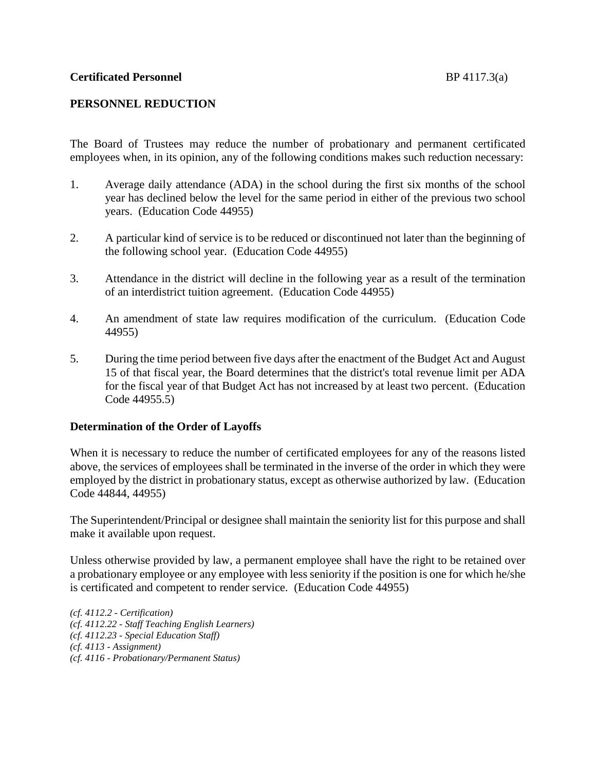**Certificated Personnel** BP 4117.3(a)

## PERSONNEL REDUCTION

The Board of Trustees may reduce the number of probationary and permanent certificated employees when, in its opinion, any of the following conditions makes such reduction necessary:

1. Average daily attendance (ADA) in the school during the first six months of the school year has declined below the level for the same period in either of the previous two school years. (Education Code 44955)

2. A particular kind of service is to be reduced or discontinued not later than the beginning of the following school year. (Education Code 44955)

3. Attendance in the district will decline in the following year as a result of the termination of an interdistrict tuition agreement. (Education Code 44955)

4. An amendment of state law requires modification of the curriculum. (Education Code 44955)

5. During the time period between five days after the enactment of the Budget Act and August 15 of that fiscal year, the Board determines that the district's total revenue limit per ADA for the fiscal year of that Budget Act has not increased by at least two percent. (Education Code 44955.5)

### Determination of the Order of Layoffs

When it is necessary to reduce the number of certificated employees for any of the reasons listed above, the services of employees shall be terminated in the inverse of the order in which they were employed by the district in probationary status, except as otherwise authorized by law. (Education Code 44844, 44955)

The Superintendent/Principal or designee shall maintain the seniority list for this purpose and shall make it available upon request.

Unless otherwise provided by law, a permanent employee shall have the right to be retained over a probationary employee or any employee with less seniority if the position is one for which he/she is certificated and competent to render service. (Education Code 44955)

*(cf. 4112.2 - Certification)*
*(cf. 4112.22 - Staff Teaching English Learners)*
*(cf. 4112.23 - Special Education Staff)*
*(cf. 4113 - Assignment)*
*(cf. 4116 - Probationary/Permanent Status)*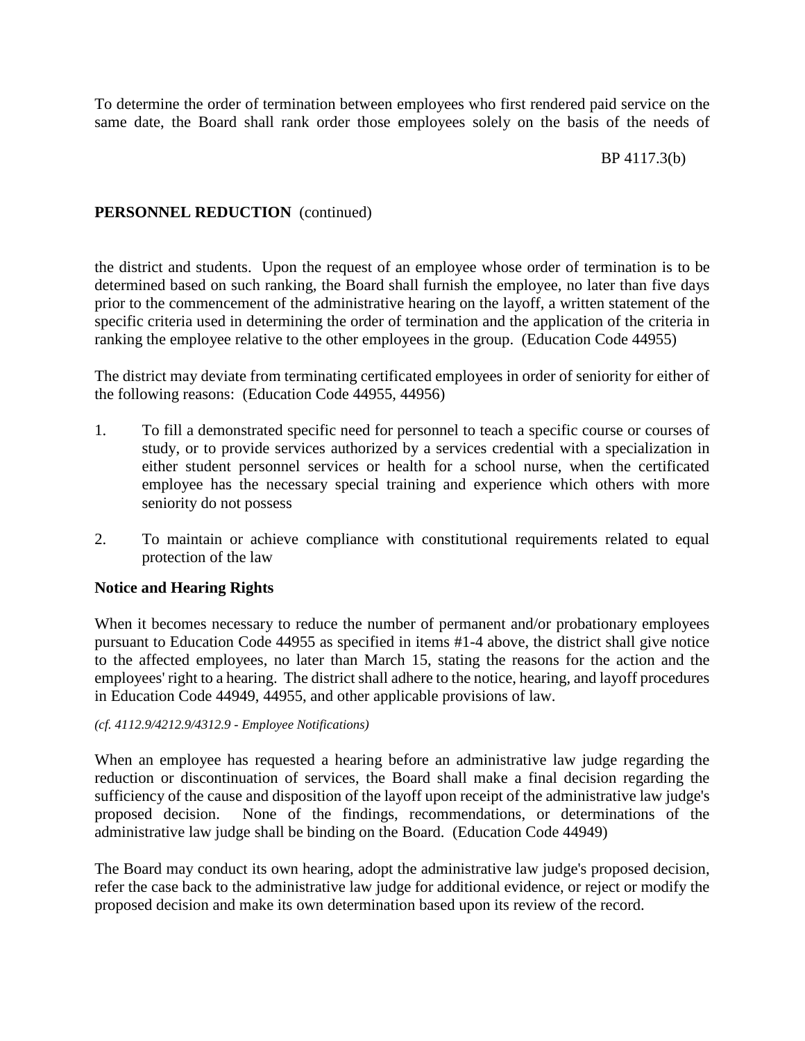To determine the order of termination between employees who first rendered paid service on the same date, the Board shall rank order those employees solely on the basis of the needs of the district and students. Upon the request of an employee whose order of termination is to be determined based on such ranking, the Board shall furnish the employee, no later than five days prior to the commencement of the administrative hearing on the layoff, a written statement of the specific criteria used in determining the order of termination and the application of the criteria in ranking the employee relative to the other employees in the group. (Education Code 44955)

The district may deviate from terminating certificated employees in order of seniority for either of the following reasons: (Education Code 44955, 44956)

1. To fill a demonstrated specific need for personnel to teach a specific course or courses of study, or to provide services authorized by a services credential with a specialization in either student personnel services or health for a school nurse, when the certificated employee has the necessary special training and experience which others with more seniority do not possess

2. To maintain or achieve compliance with constitutional requirements related to equal protection of the law

**Notice and Hearing Rights**

When it becomes necessary to reduce the number of permanent and/or probationary employees pursuant to Education Code 44955 as specified in items #1-4 above, the district shall give notice to the affected employees, no later than March 15, stating the reasons for the action and the employees' right to a hearing. The district shall adhere to the notice, hearing, and layoff procedures in Education Code 44949, 44955, and other applicable provisions of law.

*(cf. 4112.9/4212.9/4312.9 - Employee Notifications)*

When an employee has requested a hearing before an administrative law judge regarding the reduction or discontinuation of services, the Board shall make a final decision regarding the sufficiency of the cause and disposition of the layoff upon receipt of the administrative law judge's proposed decision. None of the findings, recommendations, or determinations of the administrative law judge shall be binding on the Board. (Education Code 44949)

The Board may conduct its own hearing, adopt the administrative law judge's proposed decision, refer the case back to the administrative law judge for additional evidence, or reject or modify the proposed decision and make its own determination based upon its review of the record.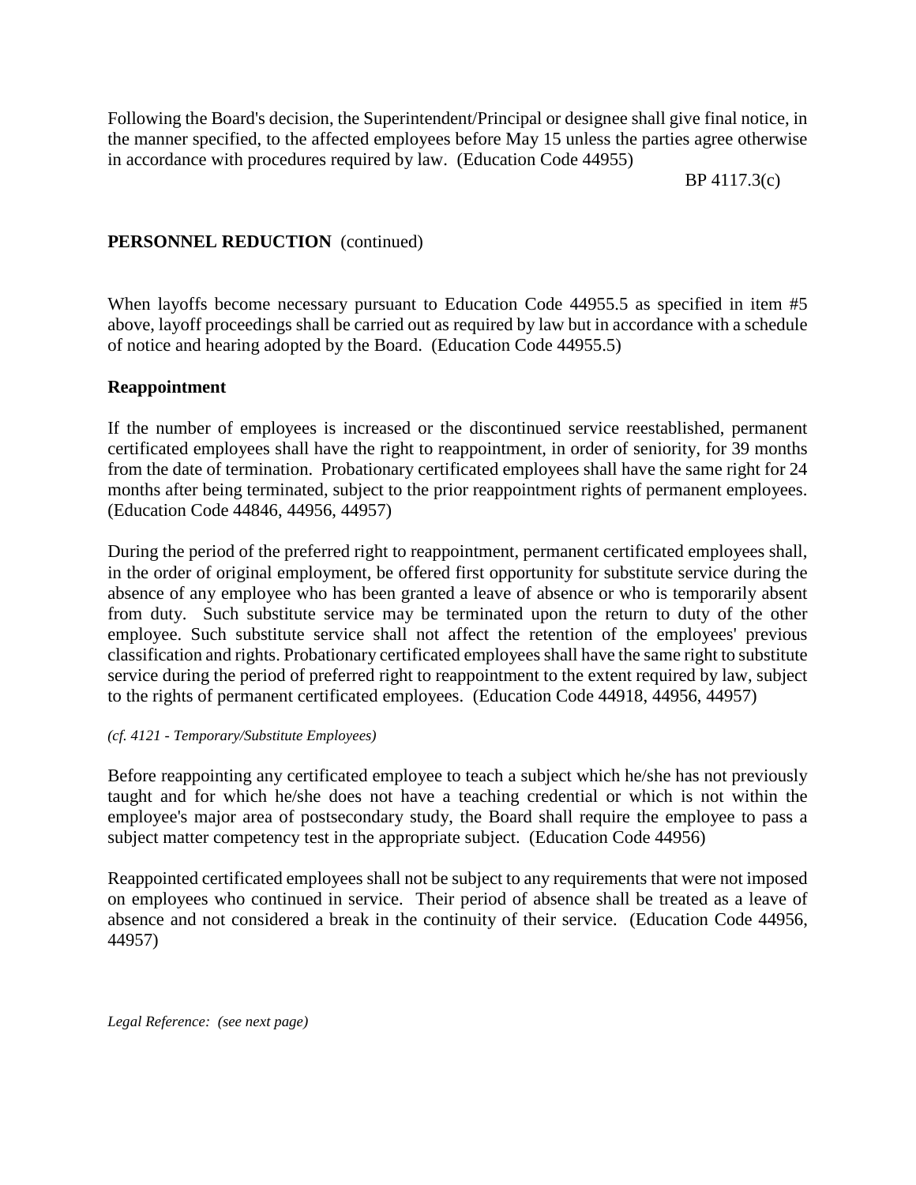Following the Board's decision, the Superintendent/Principal or designee shall give final notice, in the manner specified, to the affected employees before May 15 unless the parties agree otherwise in accordance with procedures required by law. (Education Code 44955)

**PERSONNEL REDUCTION** (continued)

When layoffs become necessary pursuant to Education Code 44955.5 as specified in item #5 above, layoff proceedings shall be carried out as required by law but in accordance with a schedule of notice and hearing adopted by the Board. (Education Code 44955.5)

## Reappointment

If the number of employees is increased or the discontinued service reestablished, permanent certificated employees shall have the right to reappointment, in order of seniority, for 39 months from the date of termination. Probationary certificated employees shall have the same right for 24 months after being terminated, subject to the prior reappointment rights of permanent employees. (Education Code 44846, 44956, 44957)

During the period of the preferred right to reappointment, permanent certificated employees shall, in the order of original employment, be offered first opportunity for substitute service during the absence of any employee who has been granted a leave of absence or who is temporarily absent from duty. Such substitute service may be terminated upon the return to duty of the other employee. Such substitute service shall not affect the retention of the employees' previous classification and rights. Probationary certificated employees shall have the same right to substitute service during the period of preferred right to reappointment to the extent required by law, subject to the rights of permanent certificated employees. (Education Code 44918, 44956, 44957)

*(cf. 4121 - Temporary/Substitute Employees)*

Before reappointing any certificated employee to teach a subject which he/she has not previously taught and for which he/she does not have a teaching credential or which is not within the employee's major area of postsecondary study, the Board shall require the employee to pass a subject matter competency test in the appropriate subject. (Education Code 44956)

Reappointed certificated employees shall not be subject to any requirements that were not imposed on employees who continued in service. Their period of absence shall be treated as a leave of absence and not considered a break in the continuity of their service. (Education Code 44956, 44957)

*Legal Reference: (see next page)*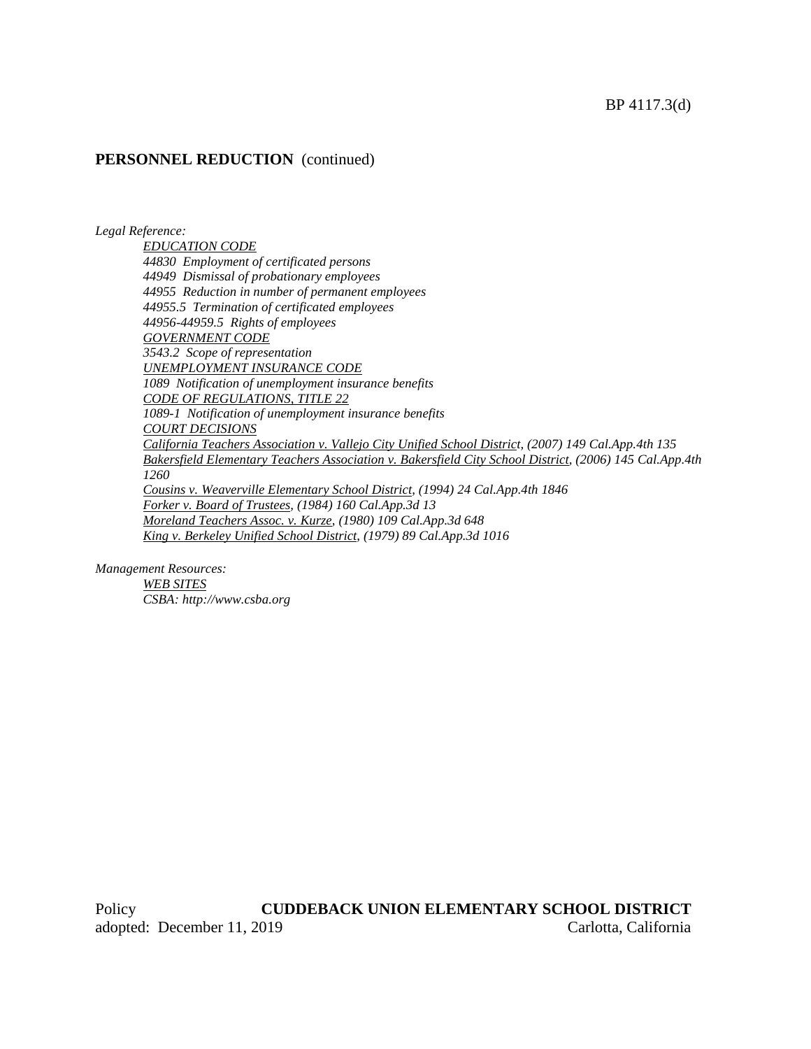**PERSONNEL REDUCTION** (continued)

*Legal Reference:*

*EDUCATION CODE*
*44830 Employment of certificated persons*
*44949 Dismissal of probationary employees*
*44955 Reduction in number of permanent employees*
*44955.5 Termination of certificated employees*
*44956-44959.5 Rights of employees*
*GOVERNMENT CODE*
*3543.2 Scope of representation*
*UNEMPLOYMENT INSURANCE CODE*
*1089 Notification of unemployment insurance benefits*
*CODE OF REGULATIONS, TITLE 22*
*1089-1 Notification of unemployment insurance benefits*
*COURT DECISIONS*
*California Teachers Association v. Vallejo City Unified School District, (2007) 149 Cal.App.4th 135*
*Bakersfield Elementary Teachers Association v. Bakersfield City School District, (2006) 145 Cal.App.4th 1260*
*Cousins v. Weaverville Elementary School District, (1994) 24 Cal.App.4th 1846*
*Forker v. Board of Trustees, (1984) 160 Cal.App.3d 13*
*Moreland Teachers Assoc. v. Kurze, (1980) 109 Cal.App.3d 648*
*King v. Berkeley Unified School District, (1979) 89 Cal.App.3d 1016*

*Management Resources:*

*WEB SITES*
*CSBA: http://www.csba.org*

Policy adopted: December 11, 2019

**CUDDEBACK UNION ELEMENTARY SCHOOL DISTRICT**
Carlotta, California